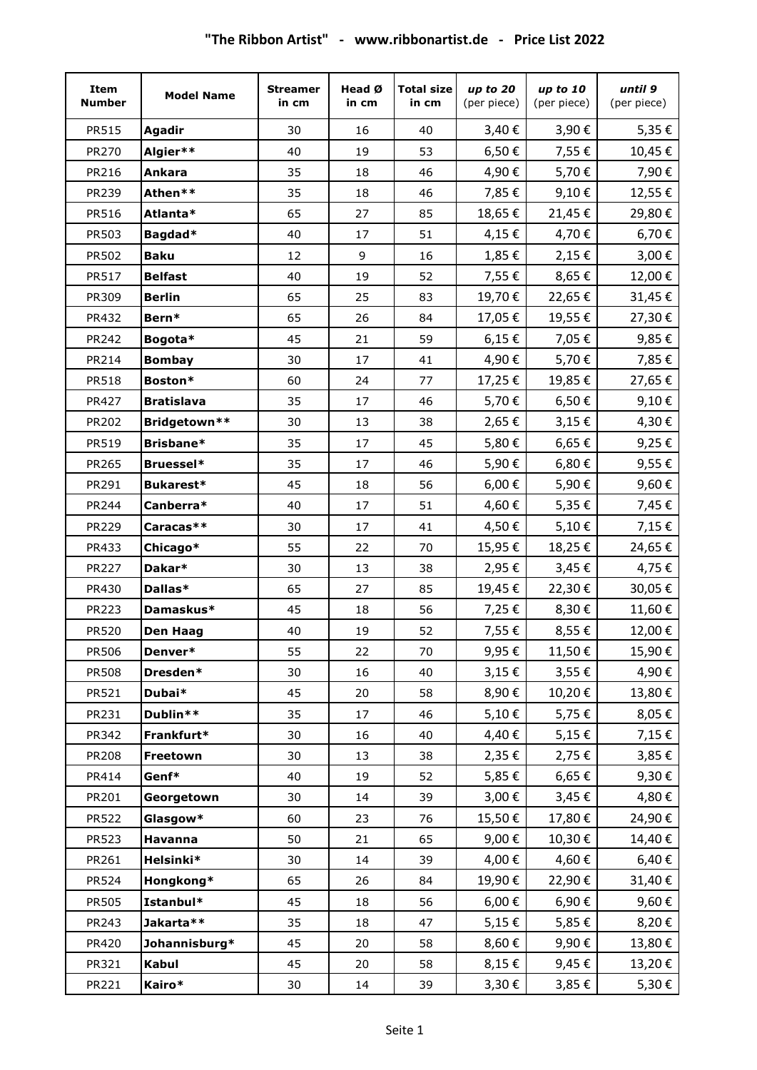# "The Ribbon Artist" - www.ribbonartist.de - Price List 2022

| Item Number | Model Name | Streamer in cm | Head Ø in cm | Total size in cm | *up to 20* (per piece) | *up to 10* (per piece) | *until 9* (per piece) |
|---|---|---|---|---|---|---|---|
| PR515 | **Agadir** | 30 | 16 | 40 | 3,40 € | 3,90 € | 5,35 € |
| PR270 | **Algier**** | 40 | 19 | 53 | 6,50 € | 7,55 € | 10,45 € |
| PR216 | **Ankara** | 35 | 18 | 46 | 4,90 € | 5,70 € | 7,90 € |
| PR239 | **Athen**** | 35 | 18 | 46 | 7,85 € | 9,10 € | 12,55 € |
| PR516 | **Atlanta*** | 65 | 27 | 85 | 18,65 € | 21,45 € | 29,80 € |
| PR503 | **Bagdad*** | 40 | 17 | 51 | 4,15 € | 4,70 € | 6,70 € |
| PR502 | **Baku** | 12 | 9 | 16 | 1,85 € | 2,15 € | 3,00 € |
| PR517 | **Belfast** | 40 | 19 | 52 | 7,55 € | 8,65 € | 12,00 € |
| PR309 | **Berlin** | 65 | 25 | 83 | 19,70 € | 22,65 € | 31,45 € |
| PR432 | **Bern*** | 65 | 26 | 84 | 17,05 € | 19,55 € | 27,30 € |
| PR242 | **Bogota*** | 45 | 21 | 59 | 6,15 € | 7,05 € | 9,85 € |
| PR214 | **Bombay** | 30 | 17 | 41 | 4,90 € | 5,70 € | 7,85 € |
| PR518 | **Boston*** | 60 | 24 | 77 | 17,25 € | 19,85 € | 27,65 € |
| PR427 | **Bratislava** | 35 | 17 | 46 | 5,70 € | 6,50 € | 9,10 € |
| PR202 | **Bridgetown**** | 30 | 13 | 38 | 2,65 € | 3,15 € | 4,30 € |
| PR519 | **Brisbane*** | 35 | 17 | 45 | 5,80 € | 6,65 € | 9,25 € |
| PR265 | **Bruessel*** | 35 | 17 | 46 | 5,90 € | 6,80 € | 9,55 € |
| PR291 | **Bukarest*** | 45 | 18 | 56 | 6,00 € | 5,90 € | 9,60 € |
| PR244 | **Canberra*** | 40 | 17 | 51 | 4,60 € | 5,35 € | 7,45 € |
| PR229 | **Caracas**** | 30 | 17 | 41 | 4,50 € | 5,10 € | 7,15 € |
| PR433 | **Chicago*** | 55 | 22 | 70 | 15,95 € | 18,25 € | 24,65 € |
| PR227 | **Dakar*** | 30 | 13 | 38 | 2,95 € | 3,45 € | 4,75 € |
| PR430 | **Dallas*** | 65 | 27 | 85 | 19,45 € | 22,30 € | 30,05 € |
| PR223 | **Damaskus*** | 45 | 18 | 56 | 7,25 € | 8,30 € | 11,60 € |
| PR520 | **Den Haag** | 40 | 19 | 52 | 7,55 € | 8,55 € | 12,00 € |
| PR506 | **Denver*** | 55 | 22 | 70 | 9,95 € | 11,50 € | 15,90 € |
| PR508 | **Dresden*** | 30 | 16 | 40 | 3,15 € | 3,55 € | 4,90 € |
| PR521 | **Dubai*** | 45 | 20 | 58 | 8,90 € | 10,20 € | 13,80 € |
| PR231 | **Dublin**** | 35 | 17 | 46 | 5,10 € | 5,75 € | 8,05 € |
| PR342 | **Frankfurt*** | 30 | 16 | 40 | 4,40 € | 5,15 € | 7,15 € |
| PR208 | **Freetown** | 30 | 13 | 38 | 2,35 € | 2,75 € | 3,85 € |
| PR414 | **Genf*** | 40 | 19 | 52 | 5,85 € | 6,65 € | 9,30 € |
| PR201 | **Georgetown** | 30 | 14 | 39 | 3,00 € | 3,45 € | 4,80 € |
| PR522 | **Glasgow*** | 60 | 23 | 76 | 15,50 € | 17,80 € | 24,90 € |
| PR523 | **Havanna** | 50 | 21 | 65 | 9,00 € | 10,30 € | 14,40 € |
| PR261 | **Helsinki*** | 30 | 14 | 39 | 4,00 € | 4,60 € | 6,40 € |
| PR524 | **Hongkong*** | 65 | 26 | 84 | 19,90 € | 22,90 € | 31,40 € |
| PR505 | **Istanbul*** | 45 | 18 | 56 | 6,00 € | 6,90 € | 9,60 € |
| PR243 | **Jakarta**** | 35 | 18 | 47 | 5,15 € | 5,85 € | 8,20 € |
| PR420 | **Johannisburg*** | 45 | 20 | 58 | 8,60 € | 9,90 € | 13,80 € |
| PR321 | **Kabul** | 45 | 20 | 58 | 8,15 € | 9,45 € | 13,20 € |
| PR221 | **Kairo*** | 30 | 14 | 39 | 3,30 € | 3,85 € | 5,30 € |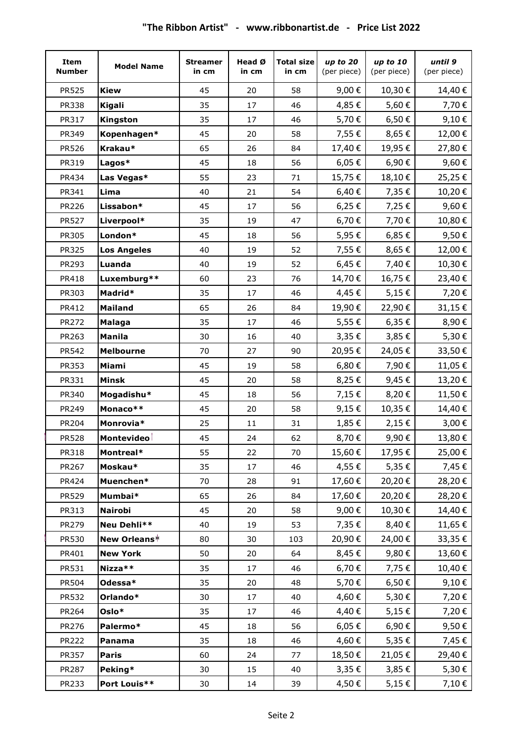## "The Ribbon Artist" - www.ribbonartist.de - Price List 2022

| Item Number | Model Name | Streamer in cm | Head Ø in cm | Total size in cm | *up to 20* (per piece) | *up to 10* (per piece) | *until 9* (per piece) |
|---|---|---|---|---|---|---|---|
| PR525 | **Kiew** | 45 | 20 | 58 | 9,00 € | 10,30 € | 14,40 € |
| PR338 | **Kigali** | 35 | 17 | 46 | 4,85 € | 5,60 € | 7,70 € |
| PR317 | **Kingston** | 35 | 17 | 46 | 5,70 € | 6,50 € | 9,10 € |
| PR349 | **Kopenhagen*** | 45 | 20 | 58 | 7,55 € | 8,65 € | 12,00 € |
| PR526 | **Krakau*** | 65 | 26 | 84 | 17,40 € | 19,95 € | 27,80 € |
| PR319 | **Lagos*** | 45 | 18 | 56 | 6,05 € | 6,90 € | 9,60 € |
| PR434 | **Las Vegas*** | 55 | 23 | 71 | 15,75 € | 18,10 € | 25,25 € |
| PR341 | **Lima** | 40 | 21 | 54 | 6,40 € | 7,35 € | 10,20 € |
| PR226 | **Lissabon*** | 45 | 17 | 56 | 6,25 € | 7,25 € | 9,60 € |
| PR527 | **Liverpool*** | 35 | 19 | 47 | 6,70 € | 7,70 € | 10,80 € |
| PR305 | **London*** | 45 | 18 | 56 | 5,95 € | 6,85 € | 9,50 € |
| PR325 | **Los Angeles** | 40 | 19 | 52 | 7,55 € | 8,65 € | 12,00 € |
| PR293 | **Luanda** | 40 | 19 | 52 | 6,45 € | 7,40 € | 10,30 € |
| PR418 | **Luxemburg**** | 60 | 23 | 76 | 14,70 € | 16,75 € | 23,40 € |
| PR303 | **Madrid*** | 35 | 17 | 46 | 4,45 € | 5,15 € | 7,20 € |
| PR412 | **Mailand** | 65 | 26 | 84 | 19,90 € | 22,90 € | 31,15 € |
| PR272 | **Malaga** | 35 | 17 | 46 | 5,55 € | 6,35 € | 8,90 € |
| PR263 | **Manila** | 30 | 16 | 40 | 3,35 € | 3,85 € | 5,30 € |
| PR542 | **Melbourne** | 70 | 27 | 90 | 20,95 € | 24,05 € | 33,50 € |
| PR353 | **Miami** | 45 | 19 | 58 | 6,80 € | 7,90 € | 11,05 € |
| PR331 | **Minsk** | 45 | 20 | 58 | 8,25 € | 9,45 € | 13,20 € |
| PR340 | **Mogadishu*** | 45 | 18 | 56 | 7,15 € | 8,20 € | 11,50 € |
| PR249 | **Monaco**** | 45 | 20 | 58 | 9,15 € | 10,35 € | 14,40 € |
| PR204 | **Monrovia*** | 25 | 11 | 31 | 1,85 € | 2,15 € | 3,00 € |
| PR528 | **Montevideo** | 45 | 24 | 62 | 8,70 € | 9,90 € | 13,80 € |
| PR318 | **Montreal*** | 55 | 22 | 70 | 15,60 € | 17,95 € | 25,00 € |
| PR267 | **Moskau*** | 35 | 17 | 46 | 4,55 € | 5,35 € | 7,45 € |
| PR424 | **Muenchen*** | 70 | 28 | 91 | 17,60 € | 20,20 € | 28,20 € |
| PR529 | **Mumbai*** | 65 | 26 | 84 | 17,60 € | 20,20 € | 28,20 € |
| PR313 | **Nairobi** | 45 | 20 | 58 | 9,00 € | 10,30 € | 14,40 € |
| PR279 | **Neu Dehli**** | 40 | 19 | 53 | 7,35 € | 8,40 € | 11,65 € |
| PR530 | **New Orleans*** | 80 | 30 | 103 | 20,90 € | 24,00 € | 33,35 € |
| PR401 | **New York** | 50 | 20 | 64 | 8,45 € | 9,80 € | 13,60 € |
| PR531 | **Nizza**** | 35 | 17 | 46 | 6,70 € | 7,75 € | 10,40 € |
| PR504 | **Odessa*** | 35 | 20 | 48 | 5,70 € | 6,50 € | 9,10 € |
| PR532 | **Orlando*** | 30 | 17 | 40 | 4,60 € | 5,30 € | 7,20 € |
| PR264 | **Oslo*** | 35 | 17 | 46 | 4,40 € | 5,15 € | 7,20 € |
| PR276 | **Palermo*** | 45 | 18 | 56 | 6,05 € | 6,90 € | 9,50 € |
| PR222 | **Panama** | 35 | 18 | 46 | 4,60 € | 5,35 € | 7,45 € |
| PR357 | **Paris** | 60 | 24 | 77 | 18,50 € | 21,05 € | 29,40 € |
| PR287 | **Peking*** | 30 | 15 | 40 | 3,35 € | 3,85 € | 5,30 € |
| PR233 | **Port Louis**** | 30 | 14 | 39 | 4,50 € | 5,15 € | 7,10 € |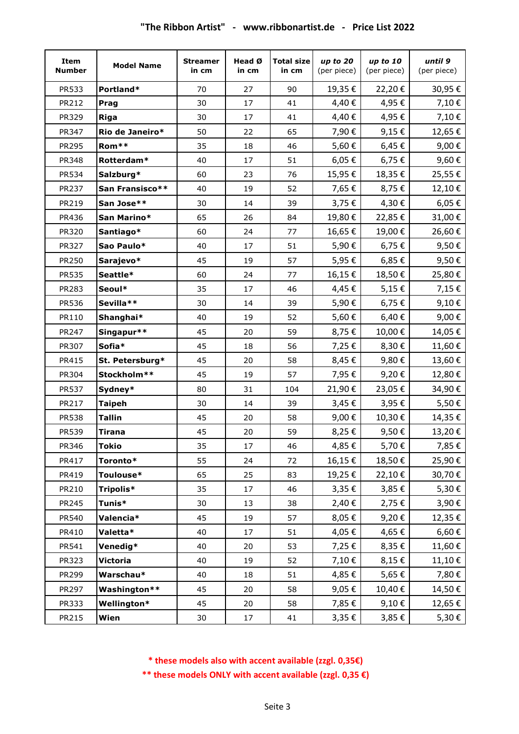## "The Ribbon Artist" - www.ribbonartist.de - Price List 2022

| Item Number | Model Name | Streamer in cm | Head Ø in cm | Total size in cm | *up to 20* (per piece) | *up to 10* (per piece) | *until 9* (per piece) |
|---|---|---|---|---|---|---|---|
| PR533 | **Portland*** | 70 | 27 | 90 | 19,35 € | 22,20 € | 30,95 € |
| PR212 | **Prag** | 30 | 17 | 41 | 4,40 € | 4,95 € | 7,10 € |
| PR329 | **Riga** | 30 | 17 | 41 | 4,40 € | 4,95 € | 7,10 € |
| PR347 | **Rio de Janeiro*** | 50 | 22 | 65 | 7,90 € | 9,15 € | 12,65 € |
| PR295 | **Rom**** | 35 | 18 | 46 | 5,60 € | 6,45 € | 9,00 € |
| PR348 | **Rotterdam*** | 40 | 17 | 51 | 6,05 € | 6,75 € | 9,60 € |
| PR534 | **Salzburg*** | 60 | 23 | 76 | 15,95 € | 18,35 € | 25,55 € |
| PR237 | **San Fransisco**** | 40 | 19 | 52 | 7,65 € | 8,75 € | 12,10 € |
| PR219 | **San Jose**** | 30 | 14 | 39 | 3,75 € | 4,30 € | 6,05 € |
| PR436 | **San Marino*** | 65 | 26 | 84 | 19,80 € | 22,85 € | 31,00 € |
| PR320 | **Santiago*** | 60 | 24 | 77 | 16,65 € | 19,00 € | 26,60 € |
| PR327 | **Sao Paulo*** | 40 | 17 | 51 | 5,90 € | 6,75 € | 9,50 € |
| PR250 | **Sarajevo*** | 45 | 19 | 57 | 5,95 € | 6,85 € | 9,50 € |
| PR535 | **Seattle*** | 60 | 24 | 77 | 16,15 € | 18,50 € | 25,80 € |
| PR283 | **Seoul*** | 35 | 17 | 46 | 4,45 € | 5,15 € | 7,15 € |
| PR536 | **Sevilla**** | 30 | 14 | 39 | 5,90 € | 6,75 € | 9,10 € |
| PR110 | **Shanghai*** | 40 | 19 | 52 | 5,60 € | 6,40 € | 9,00 € |
| PR247 | **Singapur**** | 45 | 20 | 59 | 8,75 € | 10,00 € | 14,05 € |
| PR307 | **Sofia*** | 45 | 18 | 56 | 7,25 € | 8,30 € | 11,60 € |
| PR415 | **St. Petersburg*** | 45 | 20 | 58 | 8,45 € | 9,80 € | 13,60 € |
| PR304 | **Stockholm**** | 45 | 19 | 57 | 7,95 € | 9,20 € | 12,80 € |
| PR537 | **Sydney*** | 80 | 31 | 104 | 21,90 € | 23,05 € | 34,90 € |
| PR217 | **Taipeh** | 30 | 14 | 39 | 3,45 € | 3,95 € | 5,50 € |
| PR538 | **Tallin** | 45 | 20 | 58 | 9,00 € | 10,30 € | 14,35 € |
| PR539 | **Tirana** | 45 | 20 | 59 | 8,25 € | 9,50 € | 13,20 € |
| PR346 | **Tokio** | 35 | 17 | 46 | 4,85 € | 5,70 € | 7,85 € |
| PR417 | **Toronto*** | 55 | 24 | 72 | 16,15 € | 18,50 € | 25,90 € |
| PR419 | **Toulouse*** | 65 | 25 | 83 | 19,25 € | 22,10 € | 30,70 € |
| PR210 | **Tripolis*** | 35 | 17 | 46 | 3,35 € | 3,85 € | 5,30 € |
| PR245 | **Tunis*** | 30 | 13 | 38 | 2,40 € | 2,75 € | 3,90 € |
| PR540 | **Valencia*** | 45 | 19 | 57 | 8,05 € | 9,20 € | 12,35 € |
| PR410 | **Valetta*** | 40 | 17 | 51 | 4,05 € | 4,65 € | 6,60 € |
| PR541 | **Venedig*** | 40 | 20 | 53 | 7,25 € | 8,35 € | 11,60 € |
| PR323 | **Victoria** | 40 | 19 | 52 | 7,10 € | 8,15 € | 11,10 € |
| PR299 | **Warschau*** | 40 | 18 | 51 | 4,85 € | 5,65 € | 7,80 € |
| PR297 | **Washington**** | 45 | 20 | 58 | 9,05 € | 10,40 € | 14,50 € |
| PR333 | **Wellington*** | 45 | 20 | 58 | 7,85 € | 9,10 € | 12,65 € |
| PR215 | **Wien** | 30 | 17 | 41 | 3,35 € | 3,85 € | 5,30 € |

**\* these models also with accent available (zzgl. 0,35€)**

**\*\* these models ONLY with accent available (zzgl. 0,35 €)**